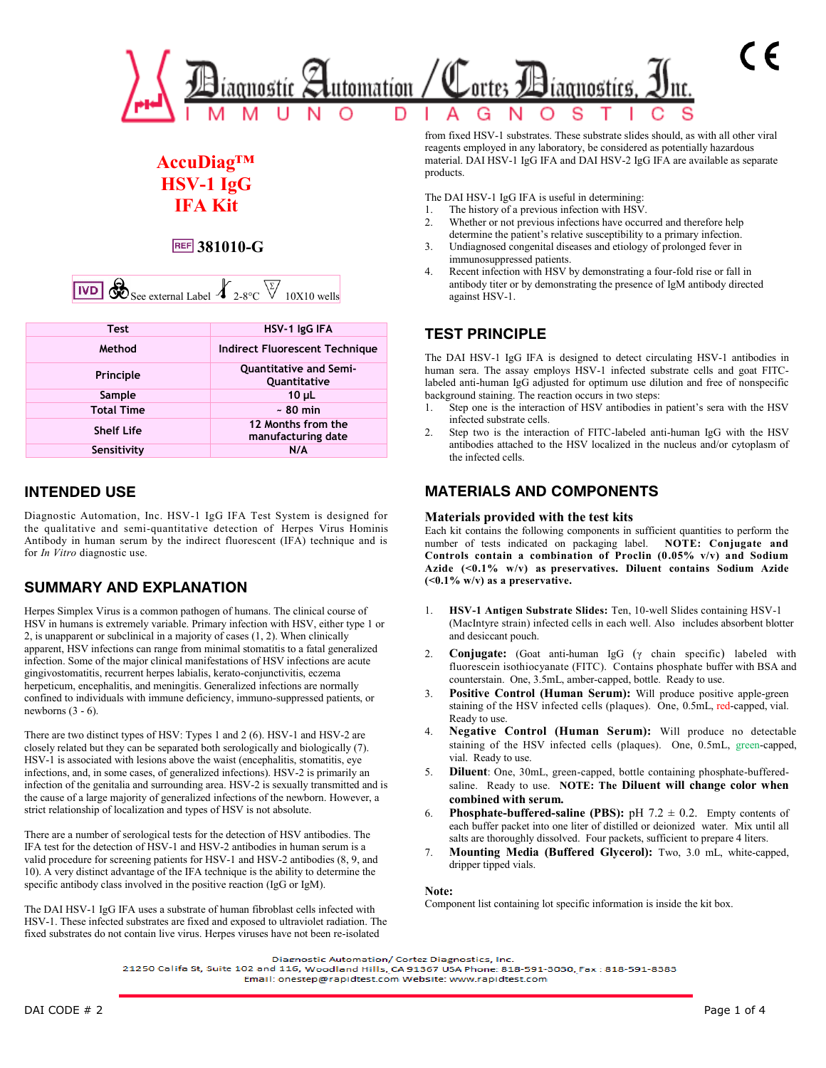# Diagnostic Automation / Cortez Diagnostics, Inc.

IMMUNO DIAGNOSTICS

# AccuDiag™ HSV-1 IgG IFA Kit

REF 381010-G

IVD See external Label 2-8°C 10X10 wells

| Test | HSV-1 IgG IFA |
|---|---|
| Method | Indirect Fluorescent Technique |
| Principle | Quantitative and Semi-Quantitative |
| Sample | 10 µL |
| Total Time | ~ 80 min |
| Shelf Life | 12 Months from the manufacturing date |
| Sensitivity | N/A |

## INTENDED USE

Diagnostic Automation, Inc. HSV-1 IgG IFA Test System is designed for the qualitative and semi-quantitative detection of Herpes Virus Hominis Antibody in human serum by the indirect fluorescent (IFA) technique and is for *In Vitro* diagnostic use.

## SUMMARY AND EXPLANATION

Herpes Simplex Virus is a common pathogen of humans. The clinical course of HSV in humans is extremely variable. Primary infection with HSV, either type 1 or 2, is unapparent or subclinical in a majority of cases (1, 2). When clinically apparent, HSV infections can range from minimal stomatitis to a fatal generalized infection. Some of the major clinical manifestations of HSV infections are acute gingivostomatitis, recurrent herpes labialis, kerato-conjunctivitis, eczema herpeticum, encephalitis, and meningitis. Generalized infections are normally confined to individuals with immune deficiency, immuno-suppressed patients, or newborns (3 - 6).

There are two distinct types of HSV: Types 1 and 2 (6). HSV-1 and HSV-2 are closely related but they can be separated both serologically and biologically (7). HSV-1 is associated with lesions above the waist (encephalitis, stomatitis, eye infections, and, in some cases, of generalized infections). HSV-2 is primarily an infection of the genitalia and surrounding area. HSV-2 is sexually transmitted and is the cause of a large majority of generalized infections of the newborn. However, a strict relationship of localization and types of HSV is not absolute.

There are a number of serological tests for the detection of HSV antibodies. The IFA test for the detection of HSV-1 and HSV-2 antibodies in human serum is a valid procedure for screening patients for HSV-1 and HSV-2 antibodies (8, 9, and 10). A very distinct advantage of the IFA technique is the ability to determine the specific antibody class involved in the positive reaction (IgG or IgM).

The DAI HSV-1 IgG IFA uses a substrate of human fibroblast cells infected with HSV-1. These infected substrates are fixed and exposed to ultraviolet radiation. The fixed substrates do not contain live virus. Herpes viruses have not been re-isolated from fixed HSV-1 substrates. These substrate slides should, as with all other viral reagents employed in any laboratory, be considered as potentially hazardous material. DAI HSV-1 IgG IFA and DAI HSV-2 IgG IFA are available as separate products.

The DAI HSV-1 IgG IFA is useful in determining:

1. The history of a previous infection with HSV.
2. Whether or not previous infections have occurred and therefore help determine the patient's relative susceptibility to a primary infection.
3. Undiagnosed congenital diseases and etiology of prolonged fever in immunosuppressed patients.
4. Recent infection with HSV by demonstrating a four-fold rise or fall in antibody titer or by demonstrating the presence of IgM antibody directed against HSV-1.

## TEST PRINCIPLE

The DAI HSV-1 IgG IFA is designed to detect circulating HSV-1 antibodies in human sera. The assay employs HSV-1 infected substrate cells and goat FITC-labeled anti-human IgG adjusted for optimum use dilution and free of nonspecific background staining. The reaction occurs in two steps:

1. Step one is the interaction of HSV antibodies in patient's sera with the HSV infected substrate cells.
2. Step two is the interaction of FITC-labeled anti-human IgG with the HSV antibodies attached to the HSV localized in the nucleus and/or cytoplasm of the infected cells.

## MATERIALS AND COMPONENTS

### Materials provided with the test kits

Each kit contains the following components in sufficient quantities to perform the number of tests indicated on packaging label. **NOTE: Conjugate and Controls contain a combination of Proclin (0.05% v/v) and Sodium Azide (<0.1% w/v) as preservatives. Diluent contains Sodium Azide (<0.1% w/v) as a preservative.**

1. **HSV-1 Antigen Substrate Slides:** Ten, 10-well Slides containing HSV-1 (MacIntyre strain) infected cells in each well. Also includes absorbent blotter and desiccant pouch.
2. **Conjugate:** (Goat anti-human IgG (γ chain specific) labeled with fluorescein isothiocyanate (FITC). Contains phosphate buffer with BSA and counterstain. One, 3.5mL, amber-capped, bottle. Ready to use.
3. **Positive Control (Human Serum):** Will produce positive apple-green staining of the HSV infected cells (plaques). One, 0.5mL, red-capped, vial. Ready to use.
4. **Negative Control (Human Serum):** Will produce no detectable staining of the HSV infected cells (plaques). One, 0.5mL, green-capped, vial. Ready to use.
5. **Diluent**: One, 30mL, green-capped, bottle containing phosphate-buffered-saline. Ready to use. **NOTE: The Diluent will change color when combined with serum.**
6. **Phosphate-buffered-saline (PBS):** pH 7.2 ± 0.2. Empty contents of each buffer packet into one liter of distilled or deionized water. Mix until all salts are thoroughly dissolved. Four packets, sufficient to prepare 4 liters.
7. **Mounting Media (Buffered Glycerol):** Two, 3.0 mL, white-capped, dripper tipped vials.

**Note:**
Component list containing lot specific information is inside the kit box.

Diagnostic Automation/ Cortez Diagnostics, Inc.
21250 Califa St, Suite 102 and 116, Woodland Hills, CA 91367 USA Phone: 818-591-3030, Fax : 818-591-8383
Email: onestep@rapidtest.com Website: www.rapidtest.com

DAI CODE # 2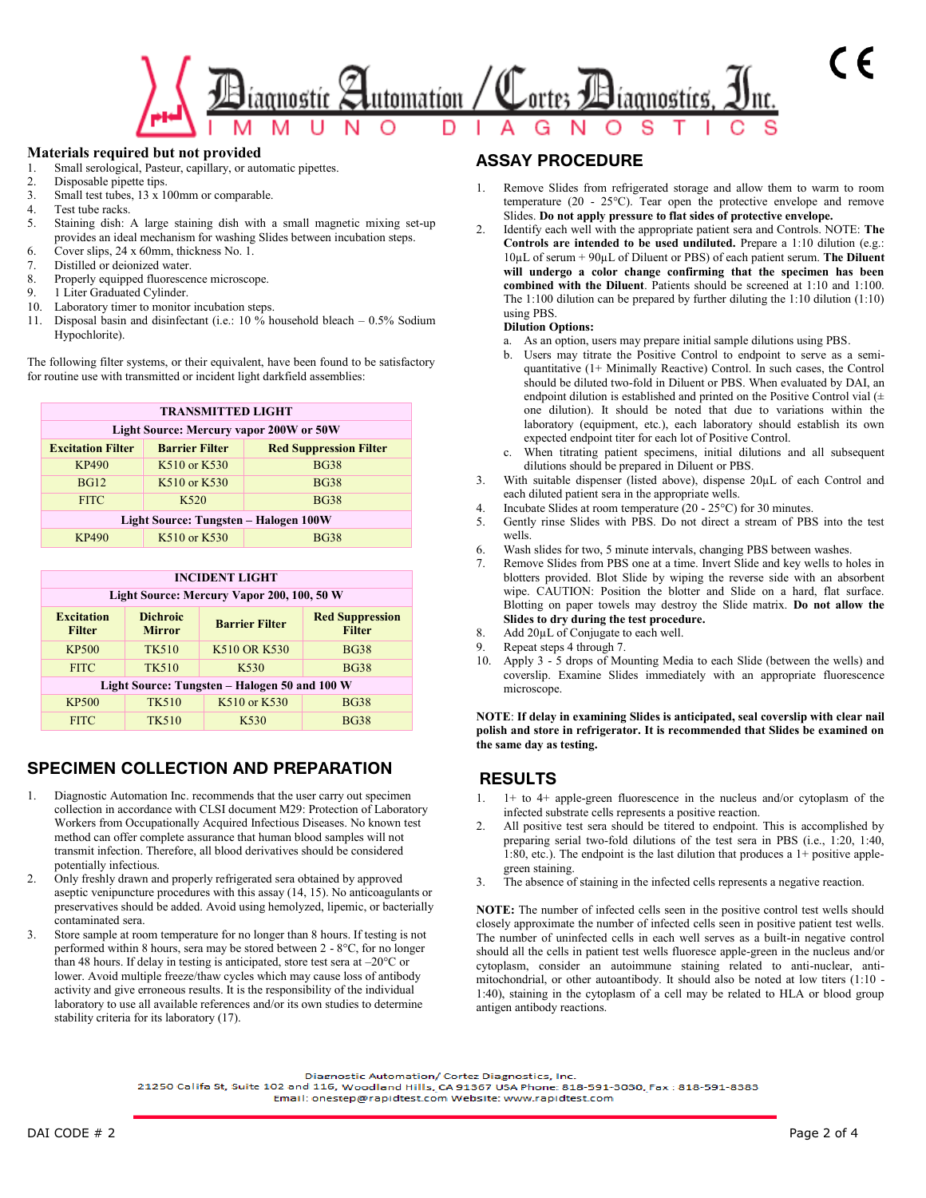## Materials required but not provided

1. Small serological, Pasteur, capillary, or automatic pipettes.
2. Disposable pipette tips.
3. Small test tubes, 13 x 100mm or comparable.
4. Test tube racks.
5. Staining dish: A large staining dish with a small magnetic mixing set-up provides an ideal mechanism for washing Slides between incubation steps.
6. Cover slips, 24 x 60mm, thickness No. 1.
7. Distilled or deionized water.
8. Properly equipped fluorescence microscope.
9. 1 Liter Graduated Cylinder.
10. Laboratory timer to monitor incubation steps.
11. Disposal basin and disinfectant (i.e.: 10 % household bleach – 0.5% Sodium Hypochlorite).

The following filter systems, or their equivalent, have been found to be satisfactory for routine use with transmitted or incident light darkfield assemblies:

| TRANSMITTED LIGHT | | |
|---|---|---|
| **Light Source: Mercury vapor 200W or 50W** | | |
| **Excitation Filter** | **Barrier Filter** | **Red Suppression Filter** |
| KP490 | K510 or K530 | BG38 |
| BG12 | K510 or K530 | BG38 |
| FITC | K520 | BG38 |
| **Light Source: Tungsten – Halogen 100W** | | |
| KP490 | K510 or K530 | BG38 |

| INCIDENT LIGHT | | | |
|---|---|---|---|
| **Light Source: Mercury Vapor 200, 100, 50 W** | | | |
| **Excitation Filter** | **Dichroic Mirror** | **Barrier Filter** | **Red Suppression Filter** |
| KP500 | TK510 | K510 OR K530 | BG38 |
| FITC | TK510 | K530 | BG38 |
| **Light Source: Tungsten – Halogen 50 and 100 W** | | | |
| KP500 | TK510 | K510 or K530 | BG38 |
| FITC | TK510 | K530 | BG38 |

## SPECIMEN COLLECTION AND PREPARATION

1. Diagnostic Automation Inc. recommends that the user carry out specimen collection in accordance with CLSI document M29: Protection of Laboratory Workers from Occupationally Acquired Infectious Diseases. No known test method can offer complete assurance that human blood samples will not transmit infection. Therefore, all blood derivatives should be considered potentially infectious.
2. Only freshly drawn and properly refrigerated sera obtained by approved aseptic venipuncture procedures with this assay (14, 15). No anticoagulants or preservatives should be added. Avoid using hemolyzed, lipemic, or bacterially contaminated sera.
3. Store sample at room temperature for no longer than 8 hours. If testing is not performed within 8 hours, sera may be stored between 2 - 8°C, for no longer than 48 hours. If delay in testing is anticipated, store test sera at –20°C or lower. Avoid multiple freeze/thaw cycles which may cause loss of antibody activity and give erroneous results. It is the responsibility of the individual laboratory to use all available references and/or its own studies to determine stability criteria for its laboratory (17).

## ASSAY PROCEDURE

1. Remove Slides from refrigerated storage and allow them to warm to room temperature (20 - 25°C). Tear open the protective envelope and remove Slides. **Do not apply pressure to flat sides of protective envelope.**
2. Identify each well with the appropriate patient sera and Controls. NOTE: **The Controls are intended to be used undiluted.** Prepare a 1:10 dilution (e.g.: 10µL of serum + 90µL of Diluent or PBS) of each patient serum. **The Diluent will undergo a color change confirming that the specimen has been combined with the Diluent**. Patients should be screened at 1:10 and 1:100. The 1:100 dilution can be prepared by further diluting the 1:10 dilution (1:10) using PBS.

   **Dilution Options:**

   a. As an option, users may prepare initial sample dilutions using PBS.
   b. Users may titrate the Positive Control to endpoint to serve as a semi-quantitative (1+ Minimally Reactive) Control. In such cases, the Control should be diluted two-fold in Diluent or PBS. When evaluated by DAI, an endpoint dilution is established and printed on the Positive Control vial (± one dilution). It should be noted that due to variations within the laboratory (equipment, etc.), each laboratory should establish its own expected endpoint titer for each lot of Positive Control.
   c. When titrating patient specimens, initial dilutions and all subsequent dilutions should be prepared in Diluent or PBS.
3. With suitable dispenser (listed above), dispense 20µL of each Control and each diluted patient sera in the appropriate wells.
4. Incubate Slides at room temperature (20 - 25°C) for 30 minutes.
5. Gently rinse Slides with PBS. Do not direct a stream of PBS into the test wells.
6. Wash slides for two, 5 minute intervals, changing PBS between washes.
7. Remove Slides from PBS one at a time. Invert Slide and key wells to holes in blotters provided. Blot Slide by wiping the reverse side with an absorbent wipe. CAUTION: Position the blotter and Slide on a hard, flat surface. Blotting on paper towels may destroy the Slide matrix. **Do not allow the Slides to dry during the test procedure.**
8. Add 20µL of Conjugate to each well.
9. Repeat steps 4 through 7.
10. Apply 3 - 5 drops of Mounting Media to each Slide (between the wells) and coverslip. Examine Slides immediately with an appropriate fluorescence microscope.

**NOTE**: **If delay in examining Slides is anticipated, seal coverslip with clear nail polish and store in refrigerator. It is recommended that Slides be examined on the same day as testing.**

## RESULTS

1. 1+ to 4+ apple-green fluorescence in the nucleus and/or cytoplasm of the infected substrate cells represents a positive reaction.
2. All positive test sera should be titered to endpoint. This is accomplished by preparing serial two-fold dilutions of the test sera in PBS (i.e., 1:20, 1:40, 1:80, etc.). The endpoint is the last dilution that produces a 1+ positive apple-green staining.
3. The absence of staining in the infected cells represents a negative reaction.

**NOTE:** The number of infected cells seen in the positive control test wells should closely approximate the number of infected cells seen in positive patient test wells. The number of uninfected cells in each well serves as a built-in negative control should all the cells in patient test wells fluoresce apple-green in the nucleus and/or cytoplasm, consider an autoimmune staining related to anti-nuclear, anti-mitochondrial, or other autoantibody. It should also be noted at low titers (1:10 - 1:40), staining in the cytoplasm of a cell may be related to HLA or blood group antigen antibody reactions.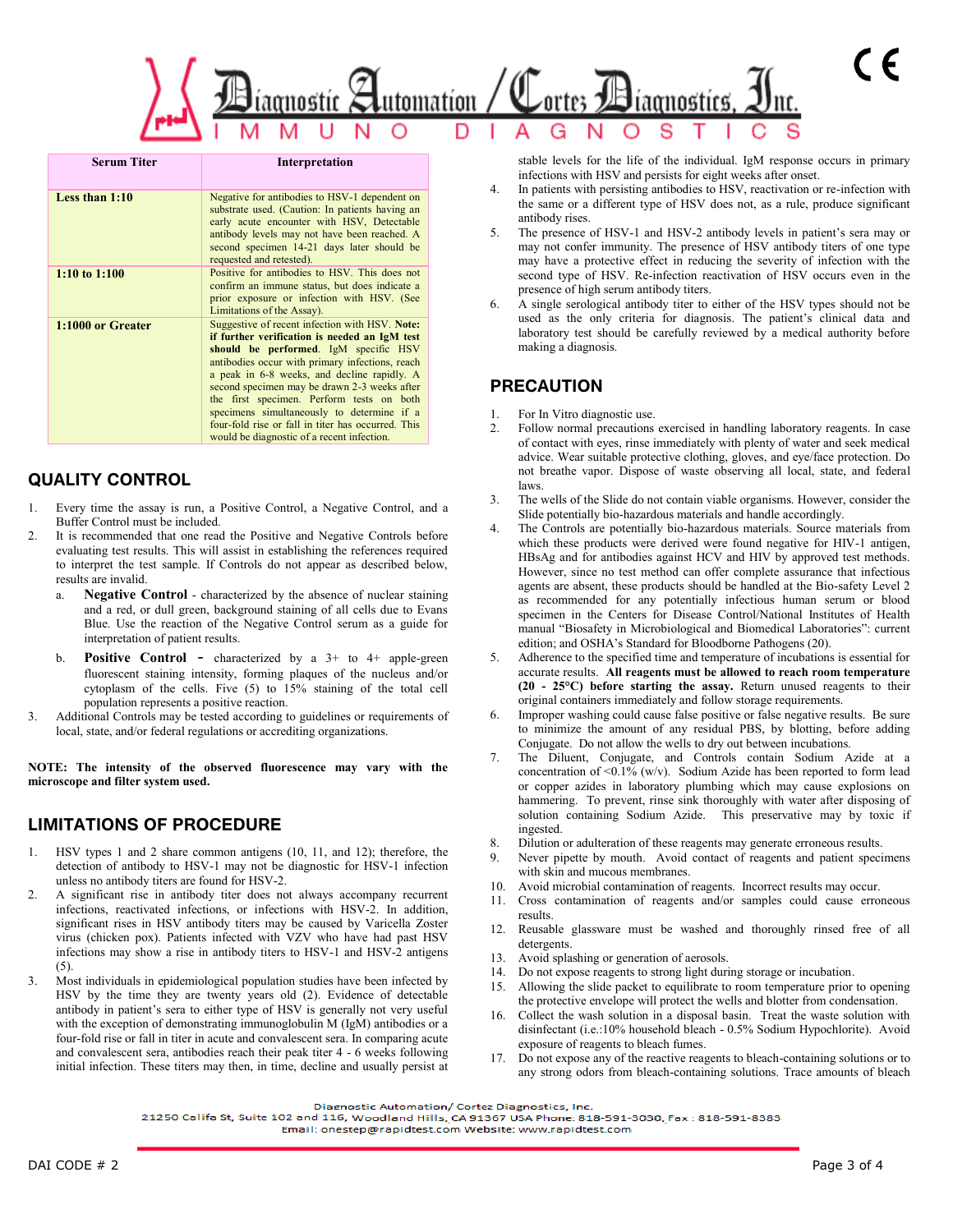| Serum Titer | Interpretation |
| --- | --- |
| **Less than 1:10** | Negative for antibodies to HSV-1 dependent on substrate used. (Caution: In patients having an early acute encounter with HSV, Detectable antibody levels may not have been reached. A second specimen 14-21 days later should be requested and retested). |
| **1:10 to 1:100** | Positive for antibodies to HSV. This does not confirm an immune status, but does indicate a prior exposure or infection with HSV. (See Limitations of the Assay). |
| **1:1000 or Greater** | Suggestive of recent infection with HSV. **Note: if further verification is needed an IgM test should be performed**. IgM specific HSV antibodies occur with primary infections, reach a peak in 6-8 weeks, and decline rapidly. A second specimen may be drawn 2-3 weeks after the first specimen. Perform tests on both specimens simultaneously to determine if a four-fold rise or fall in titer has occurred. This would be diagnostic of a recent infection. |

## QUALITY CONTROL

1. Every time the assay is run, a Positive Control, a Negative Control, and a Buffer Control must be included.
2. It is recommended that one read the Positive and Negative Controls before evaluating test results. This will assist in establishing the references required to interpret the test sample. If Controls do not appear as described below, results are invalid.
   a. **Negative Control** - characterized by the absence of nuclear staining and a red, or dull green, background staining of all cells due to Evans Blue. Use the reaction of the Negative Control serum as a guide for interpretation of patient results.
   b. **Positive Control -** characterized by a 3+ to 4+ apple-green fluorescent staining intensity, forming plaques of the nucleus and/or cytoplasm of the cells. Five (5) to 15% staining of the total cell population represents a positive reaction.
3. Additional Controls may be tested according to guidelines or requirements of local, state, and/or federal regulations or accrediting organizations.

**NOTE: The intensity of the observed fluorescence may vary with the microscope and filter system used.**

## LIMITATIONS OF PROCEDURE

1. HSV types 1 and 2 share common antigens (10, 11, and 12); therefore, the detection of antibody to HSV-1 may not be diagnostic for HSV-1 infection unless no antibody titers are found for HSV-2.
2. A significant rise in antibody titer does not always accompany recurrent infections, reactivated infections, or infections with HSV-2. In addition, significant rises in HSV antibody titers may be caused by Varicella Zoster virus (chicken pox). Patients infected with VZV who have had past HSV infections may show a rise in antibody titers to HSV-1 and HSV-2 antigens (5).
3. Most individuals in epidemiological population studies have been infected by HSV by the time they are twenty years old (2). Evidence of detectable antibody in patient's sera to either type of HSV is generally not very useful with the exception of demonstrating immunoglobulin M (IgM) antibodies or a four-fold rise or fall in titer in acute and convalescent sera. In comparing acute and convalescent sera, antibodies reach their peak titer 4 - 6 weeks following initial infection. These titers may then, in time, decline and usually persist at stable levels for the life of the individual. IgM response occurs in primary infections with HSV and persists for eight weeks after onset.
4. In patients with persisting antibodies to HSV, reactivation or re-infection with the same or a different type of HSV does not, as a rule, produce significant antibody rises.
5. The presence of HSV-1 and HSV-2 antibody levels in patient's sera may or may not confer immunity. The presence of HSV antibody titers of one type may have a protective effect in reducing the severity of infection with the second type of HSV. Re-infection reactivation of HSV occurs even in the presence of high serum antibody titers.
6. A single serological antibody titer to either of the HSV types should not be used as the only criteria for diagnosis. The patient's clinical data and laboratory test should be carefully reviewed by a medical authority before making a diagnosis.

## PRECAUTION

1. For In Vitro diagnostic use.
2. Follow normal precautions exercised in handling laboratory reagents. In case of contact with eyes, rinse immediately with plenty of water and seek medical advice. Wear suitable protective clothing, gloves, and eye/face protection. Do not breathe vapor. Dispose of waste observing all local, state, and federal laws.
3. The wells of the Slide do not contain viable organisms. However, consider the Slide potentially bio-hazardous materials and handle accordingly.
4. The Controls are potentially bio-hazardous materials. Source materials from which these products were derived were found negative for HIV-1 antigen, HBsAg and for antibodies against HCV and HIV by approved test methods. However, since no test method can offer complete assurance that infectious agents are absent, these products should be handled at the Bio-safety Level 2 as recommended for any potentially infectious human serum or blood specimen in the Centers for Disease Control/National Institutes of Health manual "Biosafety in Microbiological and Biomedical Laboratories": current edition; and OSHA's Standard for Bloodborne Pathogens (20).
5. Adherence to the specified time and temperature of incubations is essential for accurate results. **All reagents must be allowed to reach room temperature (20 - 25°C) before starting the assay.** Return unused reagents to their original containers immediately and follow storage requirements.
6. Improper washing could cause false positive or false negative results. Be sure to minimize the amount of any residual PBS, by blotting, before adding Conjugate. Do not allow the wells to dry out between incubations.
7. The Diluent, Conjugate, and Controls contain Sodium Azide at a concentration of <0.1% (w/v). Sodium Azide has been reported to form lead or copper azides in laboratory plumbing which may cause explosions on hammering. To prevent, rinse sink thoroughly with water after disposing of solution containing Sodium Azide. This preservative may by toxic if ingested.
8. Dilution or adulteration of these reagents may generate erroneous results.
9. Never pipette by mouth. Avoid contact of reagents and patient specimens with skin and mucous membranes.
10. Avoid microbial contamination of reagents. Incorrect results may occur.
11. Cross contamination of reagents and/or samples could cause erroneous results.
12. Reusable glassware must be washed and thoroughly rinsed free of all detergents.
13. Avoid splashing or generation of aerosols.
14. Do not expose reagents to strong light during storage or incubation.
15. Allowing the slide packet to equilibrate to room temperature prior to opening the protective envelope will protect the wells and blotter from condensation.
16. Collect the wash solution in a disposal basin. Treat the waste solution with disinfectant (i.e.:10% household bleach - 0.5% Sodium Hypochlorite). Avoid exposure of reagents to bleach fumes.
17. Do not expose any of the reactive reagents to bleach-containing solutions or to any strong odors from bleach-containing solutions. Trace amounts of bleach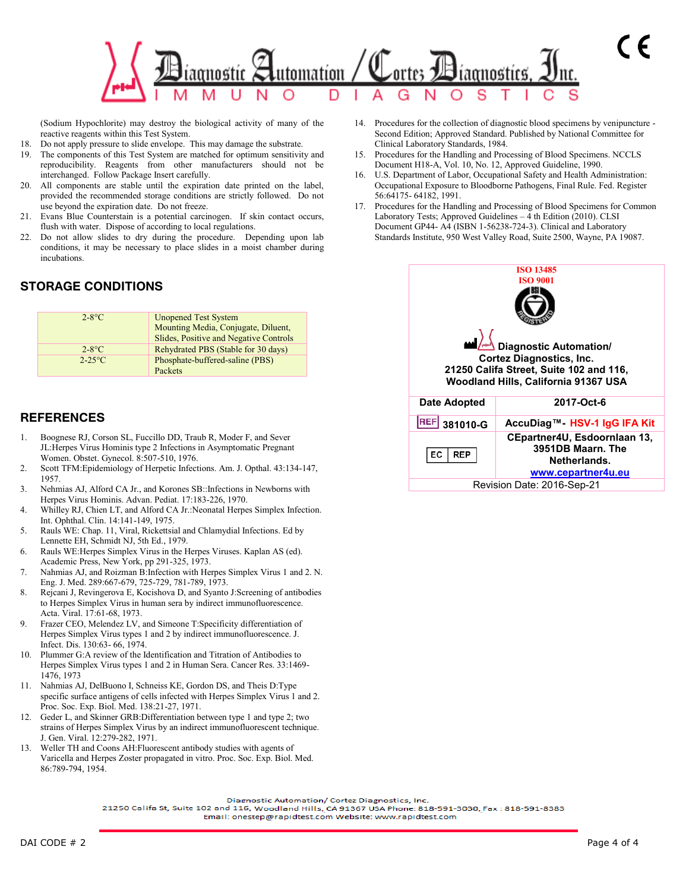(Sodium Hypochlorite) may destroy the biological activity of many of the reactive reagents within this Test System.

18. Do not apply pressure to slide envelope. This may damage the substrate.
19. The components of this Test System are matched for optimum sensitivity and reproducibility. Reagents from other manufacturers should not be interchanged. Follow Package Insert carefully.
20. All components are stable until the expiration date printed on the label, provided the recommended storage conditions are strictly followed. Do not use beyond the expiration date. Do not freeze.
21. Evans Blue Counterstain is a potential carcinogen. If skin contact occurs, flush with water. Dispose of according to local regulations.
22. Do not allow slides to dry during the procedure. Depending upon lab conditions, it may be necessary to place slides in a moist chamber during incubations.

## STORAGE CONDITIONS

| | |
|---|---|
| 2-8°C | Unopened Test System<br>Mounting Media, Conjugate, Diluent, Slides, Positive and Negative Controls |
| 2-8°C | Rehydrated PBS (Stable for 30 days) |
| 2-25°C | Phosphate-buffered-saline (PBS) Packets |

## REFERENCES

1. Boognese RJ, Corson SL, Fuccillo DD, Traub R, Moder F, and Sever JL:Herpes Virus Hominis type 2 Infections in Asymptomatic Pregnant Women. Obstet. Gynecol. 8:507-510, 1976.
2. Scott TFM:Epidemiology of Herpetic Infections. Am. J. Opthal. 43:134-147, 1957.
3. Nehmias AJ, Alford CA Jr., and Korones SB::Infections in Newborns with Herpes Virus Hominis. Advan. Pediat. 17:183-226, 1970.
4. Whilley RJ, Chien LT, and Alford CA Jr.:Neonatal Herpes Simplex Infection. Int. Ophthal. Clin. 14:141-149, 1975.
5. Rauls WE: Chap. 11, Viral, Rickettsial and Chlamydial Infections. Ed by Lennette EH, Schmidt NJ, 5th Ed., 1979.
6. Rauls WE:Herpes Simplex Virus in the Herpes Viruses. Kaplan AS (ed). Academic Press, New York, pp 291-325, 1973.
7. Nahmias AJ, and Roizman B:Infection with Herpes Simplex Virus 1 and 2. N. Eng. J. Med. 289:667-679, 725-729, 781-789, 1973.
8. Rejcani J, Revingerova E, Kocishova D, and Syanto J:Screening of antibodies to Herpes Simplex Virus in human sera by indirect immunofluorescence. Acta. Viral. 17:61-68, 1973.
9. Frazer CEO, Melendez LV, and Simeone T:Specificity differentiation of Herpes Simplex Virus types 1 and 2 by indirect immunofluorescence. J. Infect. Dis. 130:63- 66, 1974.
10. Plummer G:A review of the Identification and Titration of Antibodies to Herpes Simplex Virus types 1 and 2 in Human Sera. Cancer Res. 33:1469-1476, 1973
11. Nahmias AJ, DelBuono I, Schneiss KE, Gordon DS, and Theis D:Type specific surface antigens of cells infected with Herpes Simplex Virus 1 and 2. Proc. Soc. Exp. Biol. Med. 138:21-27, 1971.
12. Geder L, and Skinner GRB:Differentiation between type 1 and type 2; two strains of Herpes Simplex Virus by an indirect immunofluorescent technique. J. Gen. Viral. 12:279-282, 1971.
13. Weller TH and Coons AH:Fluorescent antibody studies with agents of Varicella and Herpes Zoster propagated in vitro. Proc. Soc. Exp. Biol. Med. 86:789-794, 1954.
14. Procedures for the collection of diagnostic blood specimens by venipuncture - Second Edition; Approved Standard. Published by National Committee for Clinical Laboratory Standards, 1984.
15. Procedures for the Handling and Processing of Blood Specimens. NCCLS Document H18-A, Vol. 10, No. 12, Approved Guideline, 1990.
16. U.S. Department of Labor, Occupational Safety and Health Administration: Occupational Exposure to Bloodborne Pathogens, Final Rule. Fed. Register 56:64175- 64182, 1991.
17. Procedures for the Handling and Processing of Blood Specimens for Common Laboratory Tests; Approved Guidelines – 4 th Edition (2010). CLSI Document GP44- A4 (ISBN 1-56238-724-3). Clinical and Laboratory Standards Institute, 950 West Valley Road, Suite 2500, Wayne, PA 19087.

ISO 13485
ISO 9001

**Diagnostic Automation/ Cortez Diagnostics, Inc.**
**21250 Califa Street, Suite 102 and 116, Woodland Hills, California 91367 USA**

| | |
|---|---|
| **Date Adopted** | **2017-Oct-6** |
| REF **381010-G** | **AccuDiag™- HSV-1 IgG IFA Kit** |
| EC REP | **CEpartner4U, Esdoornlaan 13, 3951DB Maarn. The Netherlands. www.cepartner4u.eu** |

Revision Date: 2016-Sep-21

Diagnostic Automation/ Cortez Diagnostics, Inc.
21250 Califa St, Suite 102 and 116, Woodland Hills, CA 91367 USA Phone: 818-591-3030, Fax : 818-591-8383
Email: onestep@rapidtest.com Website: www.rapidtest.com

DAI CODE # 2